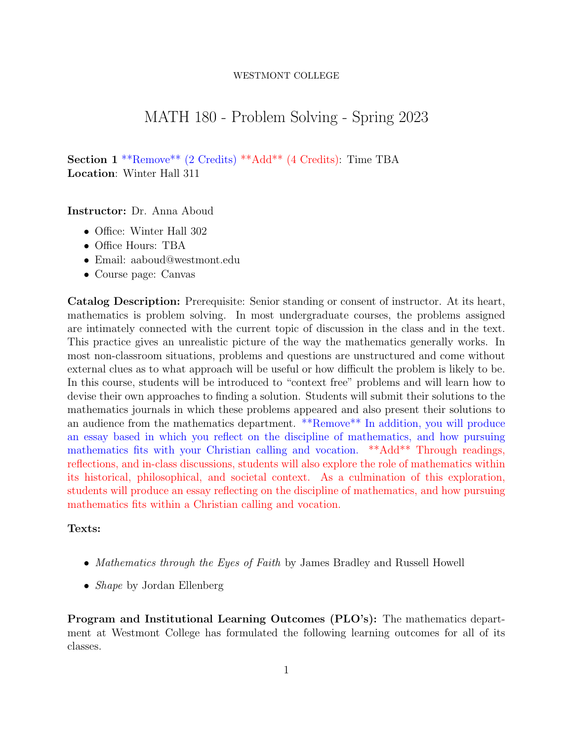WESTMONT COLLEGE

# MATH 180 - Problem Solving - Spring 2023

**Section 1** **Remove** (2 Credits) **Add** (4 Credits): Time TBA
**Location**: Winter Hall 311

**Instructor:** Dr. Anna Aboud

- Office: Winter Hall 302
- Office Hours: TBA
- Email: aaboud@westmont.edu
- Course page: Canvas

**Catalog Description:** Prerequisite: Senior standing or consent of instructor. At its heart, mathematics is problem solving. In most undergraduate courses, the problems assigned are intimately connected with the current topic of discussion in the class and in the text. This practice gives an unrealistic picture of the way the mathematics generally works. In most non-classroom situations, problems and questions are unstructured and come without external clues as to what approach will be useful or how difficult the problem is likely to be. In this course, students will be introduced to "context free" problems and will learn how to devise their own approaches to finding a solution. Students will submit their solutions to the mathematics journals in which these problems appeared and also present their solutions to an audience from the mathematics department. **Remove** In addition, you will produce an essay based in which you reflect on the discipline of mathematics, and how pursuing mathematics fits with your Christian calling and vocation. **Add** Through readings, reflections, and in-class discussions, students will also explore the role of mathematics within its historical, philosophical, and societal context. As a culmination of this exploration, students will produce an essay reflecting on the discipline of mathematics, and how pursuing mathematics fits within a Christian calling and vocation.

**Texts:**

- *Mathematics through the Eyes of Faith* by James Bradley and Russell Howell
- *Shape* by Jordan Ellenberg

**Program and Institutional Learning Outcomes (PLO's):** The mathematics department at Westmont College has formulated the following learning outcomes for all of its classes.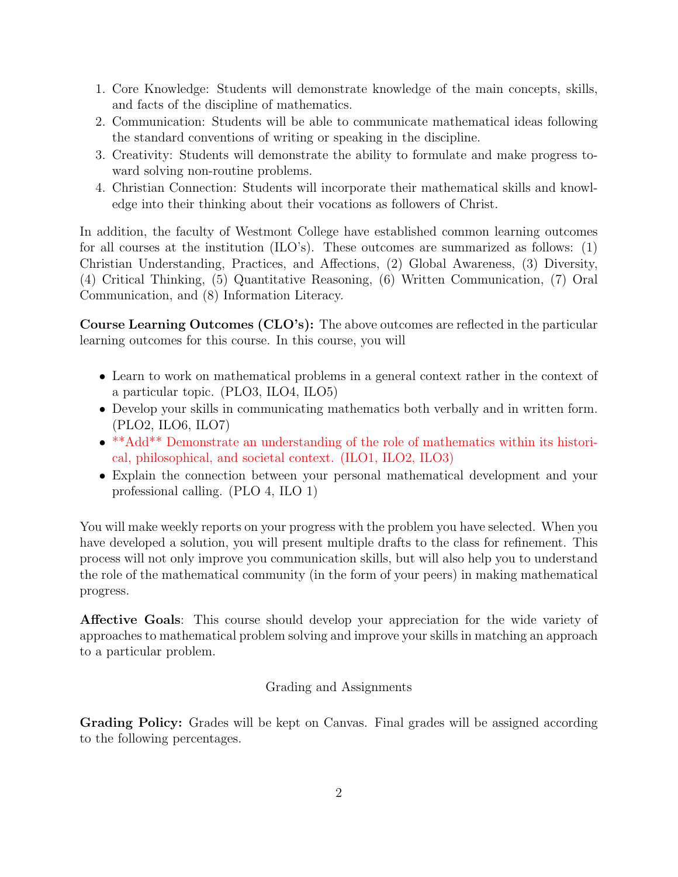1. Core Knowledge: Students will demonstrate knowledge of the main concepts, skills, and facts of the discipline of mathematics.
2. Communication: Students will be able to communicate mathematical ideas following the standard conventions of writing or speaking in the discipline.
3. Creativity: Students will demonstrate the ability to formulate and make progress toward solving non-routine problems.
4. Christian Connection: Students will incorporate their mathematical skills and knowledge into their thinking about their vocations as followers of Christ.

In addition, the faculty of Westmont College have established common learning outcomes for all courses at the institution (ILO's). These outcomes are summarized as follows: (1) Christian Understanding, Practices, and Affections, (2) Global Awareness, (3) Diversity, (4) Critical Thinking, (5) Quantitative Reasoning, (6) Written Communication, (7) Oral Communication, and (8) Information Literacy.

**Course Learning Outcomes (CLO's):** The above outcomes are reflected in the particular learning outcomes for this course. In this course, you will

- Learn to work on mathematical problems in a general context rather in the context of a particular topic. (PLO3, ILO4, ILO5)
- Develop your skills in communicating mathematics both verbally and in written form. (PLO2, ILO6, ILO7)
- **Add** Demonstrate an understanding of the role of mathematics within its historical, philosophical, and societal context. (ILO1, ILO2, ILO3)
- Explain the connection between your personal mathematical development and your professional calling. (PLO 4, ILO 1)

You will make weekly reports on your progress with the problem you have selected. When you have developed a solution, you will present multiple drafts to the class for refinement. This process will not only improve you communication skills, but will also help you to understand the role of the mathematical community (in the form of your peers) in making mathematical progress.

**Affective Goals**: This course should develop your appreciation for the wide variety of approaches to mathematical problem solving and improve your skills in matching an approach to a particular problem.

## Grading and Assignments

**Grading Policy:** Grades will be kept on Canvas. Final grades will be assigned according to the following percentages.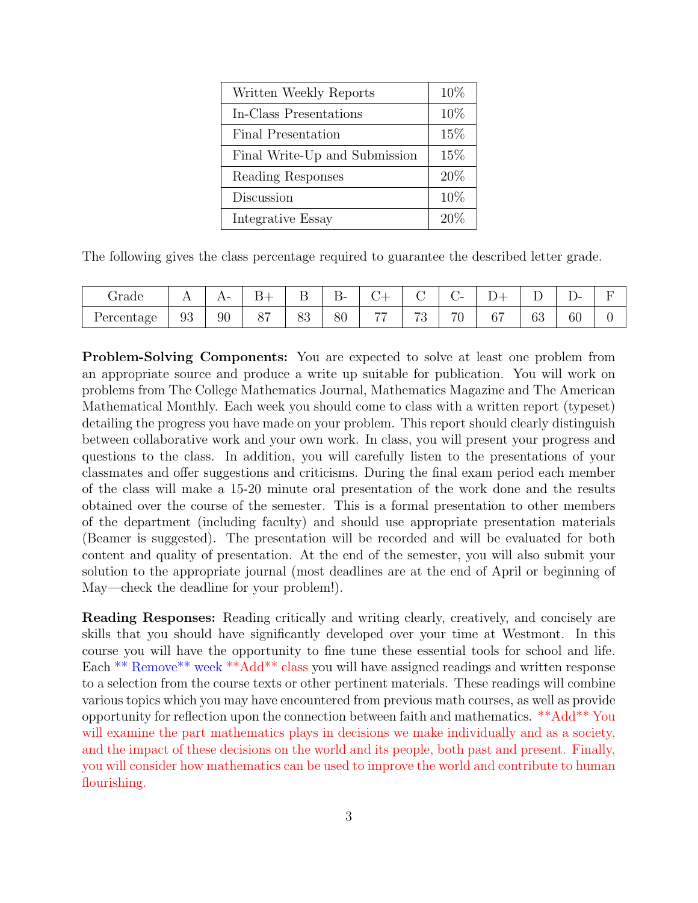| Written Weekly Reports | 10% |
| --- | --- |
| In-Class Presentations | 10% |
| Final Presentation | 15% |
| Final Write-Up and Submission | 15% |
| Reading Responses | 20% |
| Discussion | 10% |
| Integrative Essay | 20% |

The following gives the class percentage required to guarantee the described letter grade.

| Grade | A | A- | B+ | B | B- | C+ | C | C- | D+ | D | D- | F |
| --- | --- | --- | --- | --- | --- | --- | --- | --- | --- | --- | --- | --- |
| Percentage | 93 | 90 | 87 | 83 | 80 | 77 | 73 | 70 | 67 | 63 | 60 | 0 |

**Problem-Solving Components:** You are expected to solve at least one problem from an appropriate source and produce a write up suitable for publication. You will work on problems from The College Mathematics Journal, Mathematics Magazine and The American Mathematical Monthly. Each week you should come to class with a written report (typeset) detailing the progress you have made on your problem. This report should clearly distinguish between collaborative work and your own work. In class, you will present your progress and questions to the class. In addition, you will carefully listen to the presentations of your classmates and offer suggestions and criticisms. During the final exam period each member of the class will make a 15-20 minute oral presentation of the work done and the results obtained over the course of the semester. This is a formal presentation to other members of the department (including faculty) and should use appropriate presentation materials (Beamer is suggested). The presentation will be recorded and will be evaluated for both content and quality of presentation. At the end of the semester, you will also submit your solution to the appropriate journal (most deadlines are at the end of April or beginning of May—check the deadline for your problem!).

**Reading Responses:** Reading critically and writing clearly, creatively, and concisely are skills that you should have significantly developed over your time at Westmont. In this course you will have the opportunity to fine tune these essential tools for school and life. Each ** Remove** week **Add** class you will have assigned readings and written response to a selection from the course texts or other pertinent materials. These readings will combine various topics which you may have encountered from previous math courses, as well as provide opportunity for reflection upon the connection between faith and mathematics. **Add** You will examine the part mathematics plays in decisions we make individually and as a society, and the impact of these decisions on the world and its people, both past and present. Finally, you will consider how mathematics can be used to improve the world and contribute to human flourishing.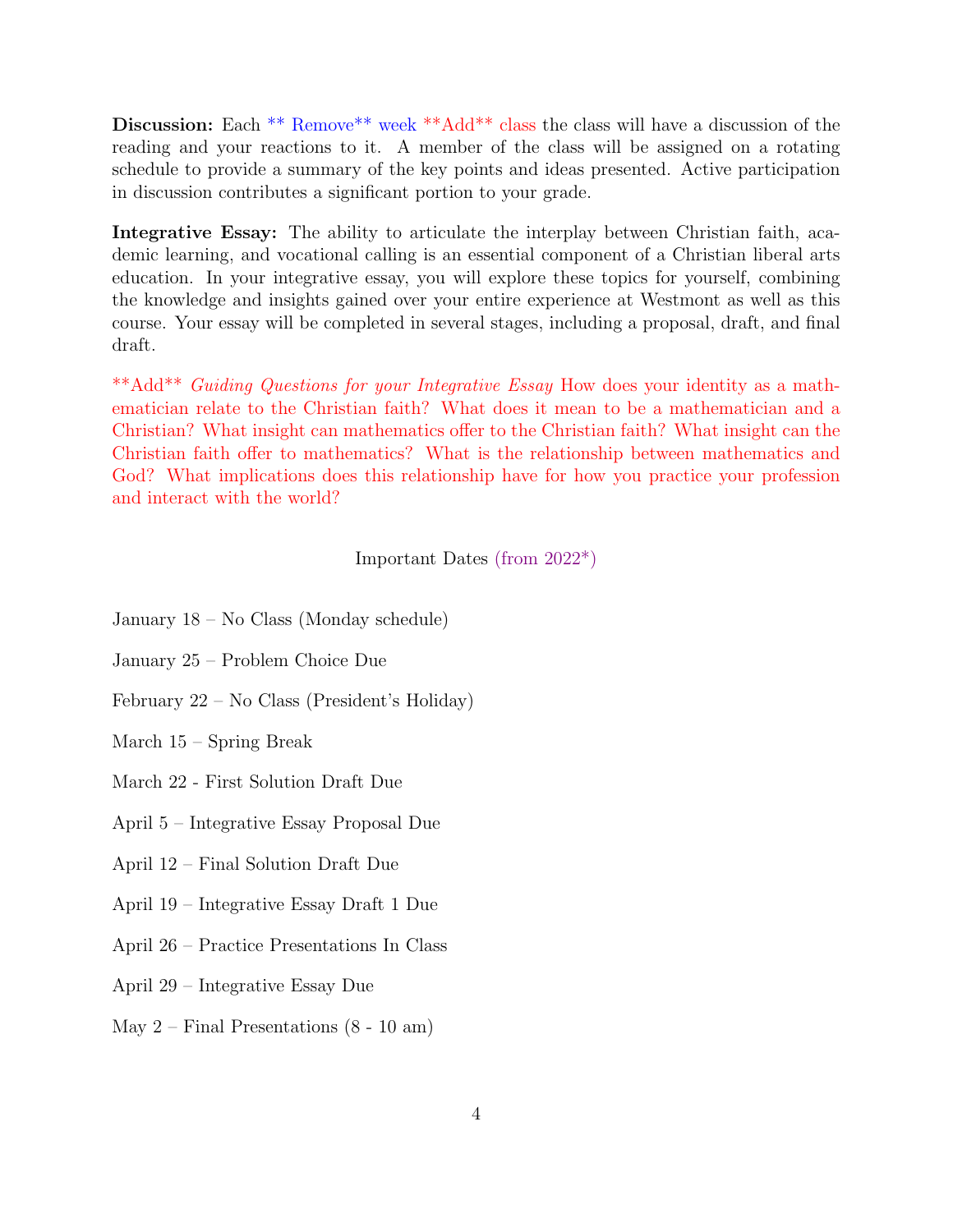**Discussion:** Each ** Remove** week **Add** class the class will have a discussion of the reading and your reactions to it. A member of the class will be assigned on a rotating schedule to provide a summary of the key points and ideas presented. Active participation in discussion contributes a significant portion to your grade.

**Integrative Essay:** The ability to articulate the interplay between Christian faith, academic learning, and vocational calling is an essential component of a Christian liberal arts education. In your integrative essay, you will explore these topics for yourself, combining the knowledge and insights gained over your entire experience at Westmont as well as this course. Your essay will be completed in several stages, including a proposal, draft, and final draft.

**Add** *Guiding Questions for your Integrative Essay* How does your identity as a mathematician relate to the Christian faith? What does it mean to be a mathematician and a Christian? What insight can mathematics offer to the Christian faith? What insight can the Christian faith offer to mathematics? What is the relationship between mathematics and God? What implications does this relationship have for how you practice your profession and interact with the world?

Important Dates (from 2022*)

January 18 – No Class (Monday schedule)

January 25 – Problem Choice Due

February 22 – No Class (President's Holiday)

March 15 – Spring Break

March 22 - First Solution Draft Due

April 5 – Integrative Essay Proposal Due

April 12 – Final Solution Draft Due

April 19 – Integrative Essay Draft 1 Due

April 26 – Practice Presentations In Class

April 29 – Integrative Essay Due

May 2 – Final Presentations (8 - 10 am)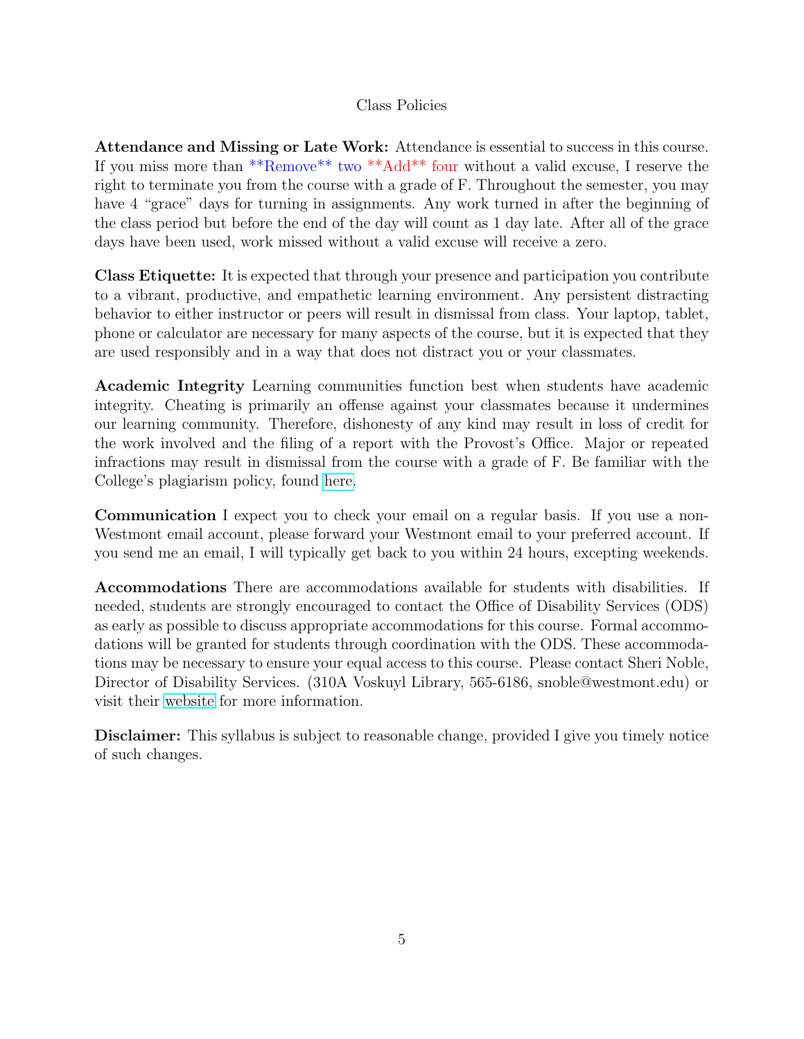Class Policies

**Attendance and Missing or Late Work:** Attendance is essential to success in this course. If you miss more than **Remove** two **Add** four without a valid excuse, I reserve the right to terminate you from the course with a grade of F. Throughout the semester, you may have 4 "grace" days for turning in assignments. Any work turned in after the beginning of the class period but before the end of the day will count as 1 day late. After all of the grace days have been used, work missed without a valid excuse will receive a zero.

**Class Etiquette:** It is expected that through your presence and participation you contribute to a vibrant, productive, and empathetic learning environment. Any persistent distracting behavior to either instructor or peers will result in dismissal from class. Your laptop, tablet, phone or calculator are necessary for many aspects of the course, but it is expected that they are used responsibly and in a way that does not distract you or your classmates.

**Academic Integrity** Learning communities function best when students have academic integrity. Cheating is primarily an offense against your classmates because it undermines our learning community. Therefore, dishonesty of any kind may result in loss of credit for the work involved and the filing of a report with the Provost's Office. Major or repeated infractions may result in dismissal from the course with a grade of F. Be familiar with the College's plagiarism policy, found here.

**Communication** I expect you to check your email on a regular basis. If you use a non-Westmont email account, please forward your Westmont email to your preferred account. If you send me an email, I will typically get back to you within 24 hours, excepting weekends.

**Accommodations** There are accommodations available for students with disabilities. If needed, students are strongly encouraged to contact the Office of Disability Services (ODS) as early as possible to discuss appropriate accommodations for this course. Formal accommodations will be granted for students through coordination with the ODS. These accommodations may be necessary to ensure your equal access to this course. Please contact Sheri Noble, Director of Disability Services. (310A Voskuyl Library, 565-6186, snoble@westmont.edu) or visit their website for more information.

**Disclaimer:** This syllabus is subject to reasonable change, provided I give you timely notice of such changes.